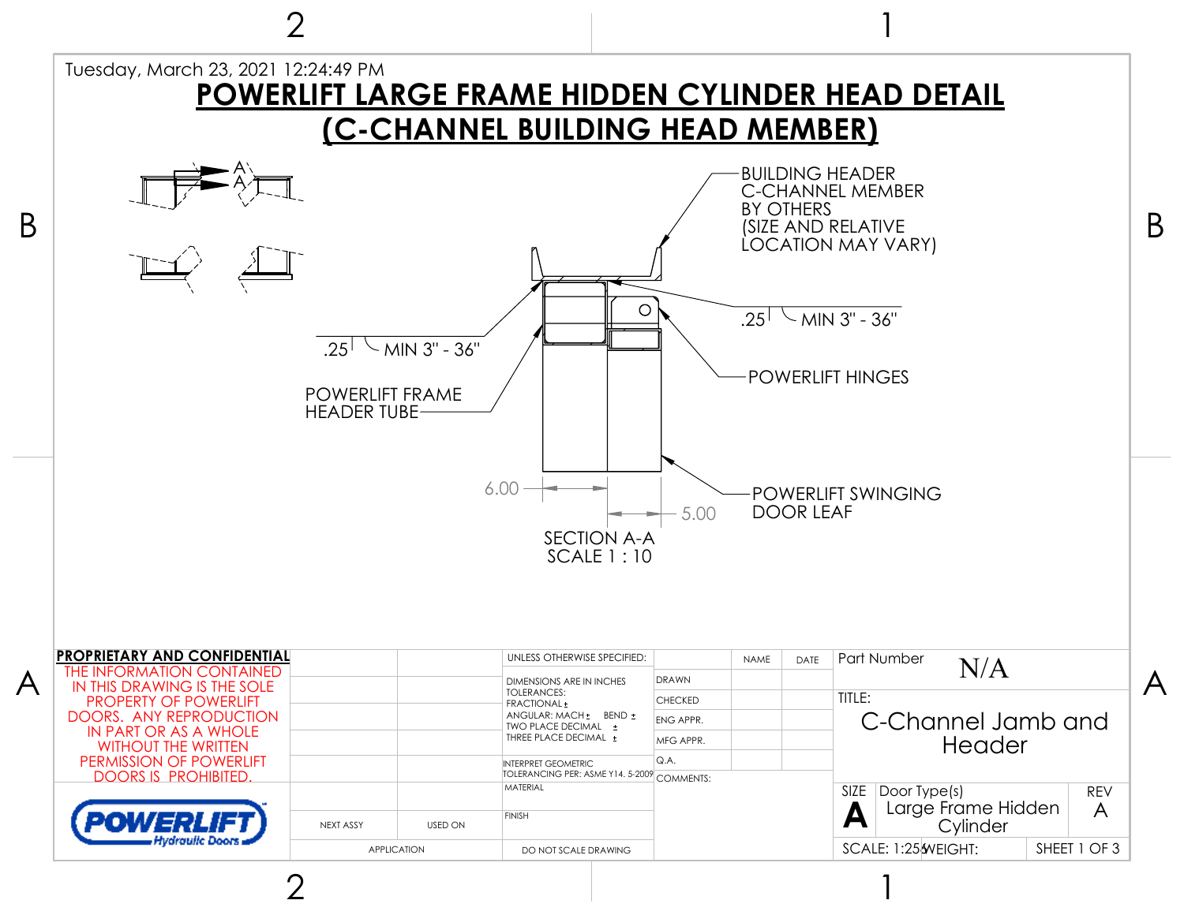Tuesday, March 23, 2021 12:24:49 PM

# POWERLIFT LARGE FRAME HIDDEN CYLINDER HEAD DETAIL
# (C-CHANNEL BUILDING HEAD MEMBER)

BUILDING HEADER C-CHANNEL MEMBER BY OTHERS (SIZE AND RELATIVE LOCATION MAY VARY)

.25 MIN 3" - 36"

.25 MIN 3" - 36"

POWERLIFT HINGES

POWERLIFT FRAME HEADER TUBE

POWERLIFT SWINGING DOOR LEAF

6.00

5.00

SECTION A-A
SCALE 1 : 10

**PROPRIETARY AND CONFIDENTIAL**

THE INFORMATION CONTAINED IN THIS DRAWING IS THE SOLE PROPERTY OF POWERLIFT DOORS. ANY REPRODUCTION IN PART OR AS A WHOLE WITHOUT THE WRITTEN PERMISSION OF POWERLIFT DOORS IS PROHIBITED.

POWERLIFT Hydraulic Doors

| NEXT ASSY | USED ON |
|---|---|
| APPLICATION | |

UNLESS OTHERWISE SPECIFIED:

DIMENSIONS ARE IN INCHES
TOLERANCES:
FRACTIONAL ±
ANGULAR: MACH ± BEND ±
TWO PLACE DECIMAL ±
THREE PLACE DECIMAL ±

INTERPRET GEOMETRIC TOLERANCING PER: ASME Y14. 5-2009

MATERIAL

FINISH

DO NOT SCALE DRAWING

| | NAME | DATE |
|---|---|---|
| DRAWN | | |
| CHECKED | | |
| ENG APPR. | | |
| MFG APPR. | | |
| Q.A. | | |

COMMENTS:

Part Number: N/A

TITLE: C-Channel Jamb and Header

| SIZE | Door Type(s) | REV |
|---|---|---|
| A | Large Frame Hidden Cylinder | A |

SCALE: 1:25 WEIGHT: SHEET 1 OF 3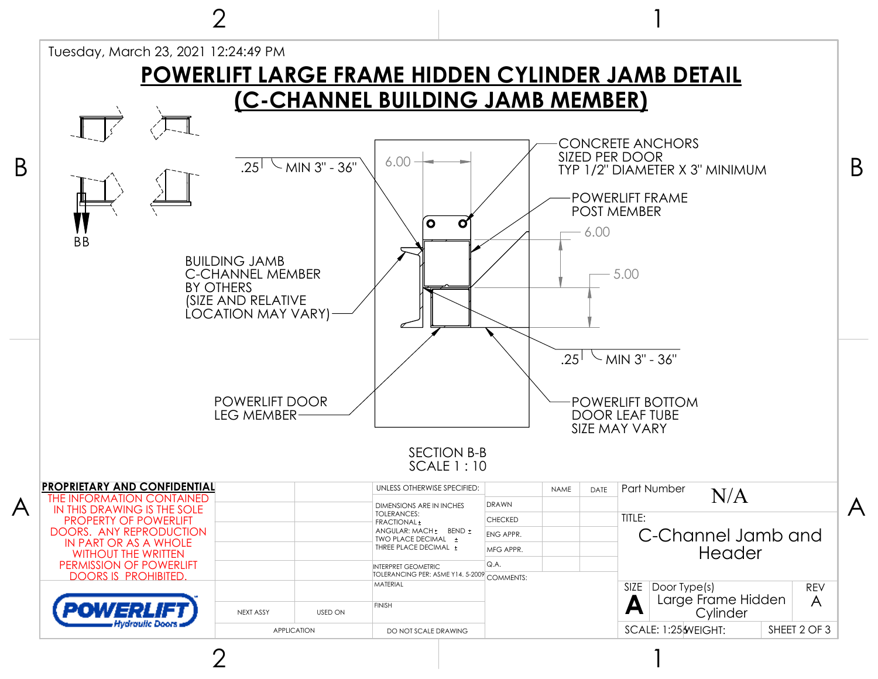Tuesday, March 23, 2021 12:24:49 PM

# POWERLIFT LARGE FRAME HIDDEN CYLINDER JAMB DETAIL (C-CHANNEL BUILDING JAMB MEMBER)

BB

.25 MIN 3" - 36"

6.00

CONCRETE ANCHORS SIZED PER DOOR TYP 1/2" DIAMETER X 3" MINIMUM

POWERLIFT FRAME POST MEMBER

6.00

5.00

BUILDING JAMB C-CHANNEL MEMBER BY OTHERS (SIZE AND RELATIVE LOCATION MAY VARY)

.25 MIN 3" - 36"

POWERLIFT DOOR LEG MEMBER

POWERLIFT BOTTOM DOOR LEAF TUBE SIZE MAY VARY

SECTION B-B
SCALE 1 : 10

**PROPRIETARY AND CONFIDENTIAL**

THE INFORMATION CONTAINED IN THIS DRAWING IS THE SOLE PROPERTY OF POWERLIFT DOORS. ANY REPRODUCTION IN PART OR AS A WHOLE WITHOUT THE WRITTEN PERMISSION OF POWERLIFT DOORS IS PROHIBITED.

POWERLIFT Hydraulic Doors

| NEXT ASSY | USED ON |
|---|---|
| APPLICATION | |

UNLESS OTHERWISE SPECIFIED:
DIMENSIONS ARE IN INCHES
TOLERANCES:
FRACTIONAL ±
ANGULAR: MACH ± BEND ±
TWO PLACE DECIMAL ±
THREE PLACE DECIMAL ±

INTERPRET GEOMETRIC TOLERANCING PER: ASME Y14. 5-2009
MATERIAL
FINISH
DO NOT SCALE DRAWING

| | NAME | DATE |
|---|---|---|
| DRAWN | | |
| CHECKED | | |
| ENG APPR. | | |
| MFG APPR. | | |
| Q.A. | | |

COMMENTS:

Part Number N/A

TITLE: C-Channel Jamb and Header

SIZE A | Door Type(s) Large Frame Hidden Cylinder | REV A

SCALE: 1:25 | WEIGHT: | SHEET 2 OF 3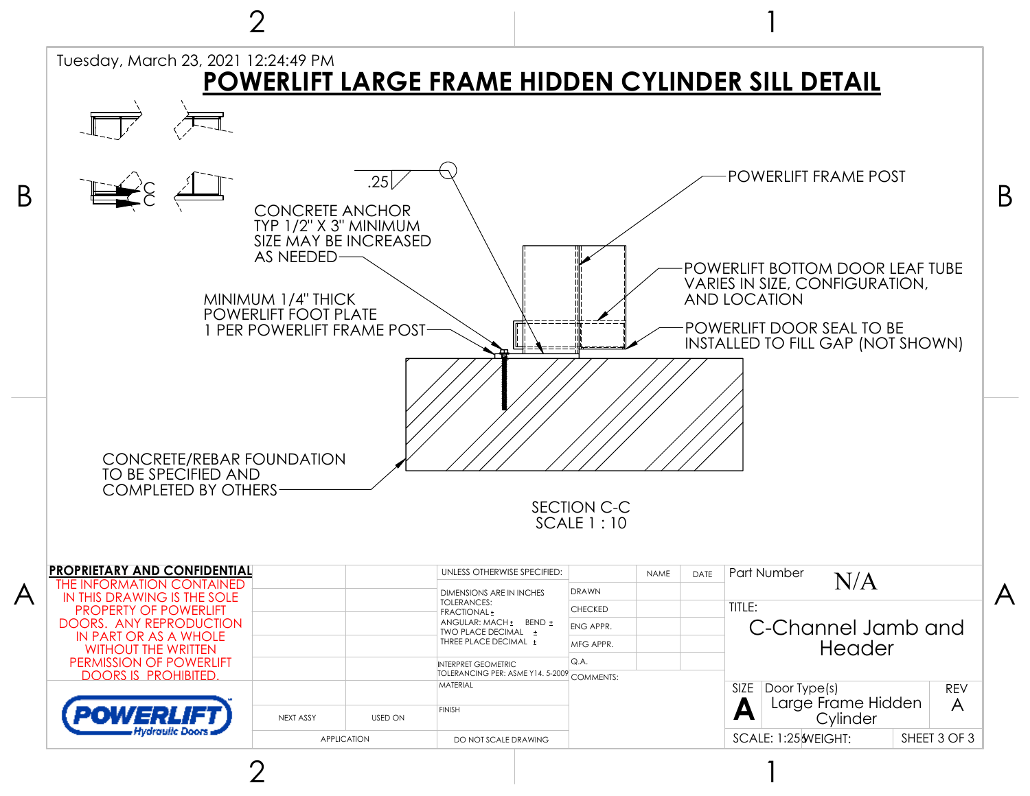Tuesday, March 23, 2021 12:24:49 PM

# POWERLIFT LARGE FRAME HIDDEN CYLINDER SILL DETAIL

C
C

.25

CONCRETE ANCHOR
TYP 1/2" X 3" MINIMUM
SIZE MAY BE INCREASED
AS NEEDED

POWERLIFT FRAME POST

POWERLIFT BOTTOM DOOR LEAF TUBE
VARIES IN SIZE, CONFIGURATION,
AND LOCATION

MINIMUM 1/4" THICK
POWERLIFT FOOT PLATE
1 PER POWERLIFT FRAME POST

POWERLIFT DOOR SEAL TO BE
INSTALLED TO FILL GAP (NOT SHOWN)

CONCRETE/REBAR FOUNDATION
TO BE SPECIFIED AND
COMPLETED BY OTHERS

SECTION C-C
SCALE 1 : 10

**PROPRIETARY AND CONFIDENTIAL**

THE INFORMATION CONTAINED IN THIS DRAWING IS THE SOLE PROPERTY OF POWERLIFT DOORS. ANY REPRODUCTION IN PART OR AS A WHOLE WITHOUT THE WRITTEN PERMISSION OF POWERLIFT DOORS IS PROHIBITED.

POWERLIFT Hydraulic Doors

| NEXT ASSY | USED ON |
|---|---|
| APPLICATION | |

UNLESS OTHERWISE SPECIFIED:
DIMENSIONS ARE IN INCHES
TOLERANCES:
FRACTIONAL ±
ANGULAR: MACH ± BEND ±
TWO PLACE DECIMAL ±
THREE PLACE DECIMAL ±
INTERPRET GEOMETRIC TOLERANCING PER: ASME Y14. 5-2009
MATERIAL
FINISH
DO NOT SCALE DRAWING

| | NAME | DATE |
|---|---|---|
| DRAWN | | |
| CHECKED | | |
| ENG APPR. | | |
| MFG APPR. | | |
| Q.A. | | |

COMMENTS:

Part Number: N/A

TITLE: C-Channel Jamb and Header

SIZE: A | Door Type(s): Large Frame Hidden Cylinder | REV: A

SCALE: 1:25 | WEIGHT: | SHEET 3 OF 3